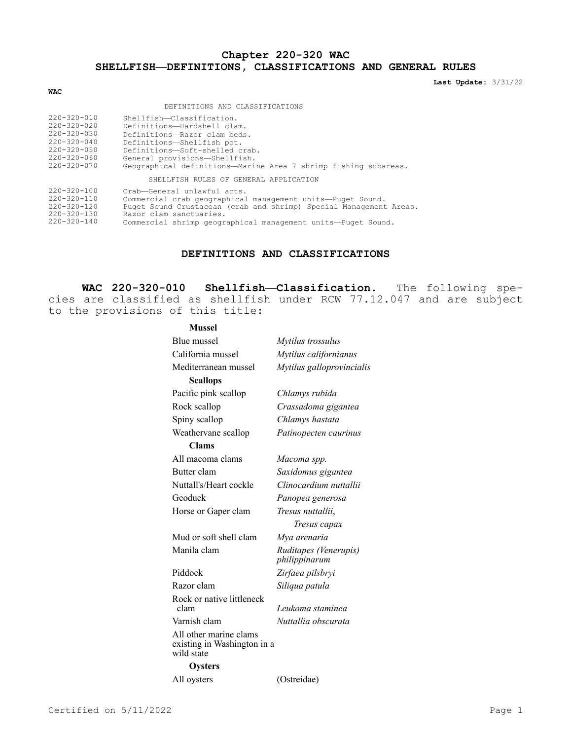# Chapter 220-320 WAC
# SHELLFISH—DEFINITIONS, CLASSIFICATIONS AND GENERAL RULES

**Last Update:** 3/31/22

**WAC**

DEFINITIONS AND CLASSIFICATIONS

| | |
|---|---|
| 220-320-010 | Shellfish—Classification. |
| 220-320-020 | Definitions—Hardshell clam. |
| 220-320-030 | Definitions—Razor clam beds. |
| 220-320-040 | Definitions—Shellfish pot. |
| 220-320-050 | Definitions—Soft-shelled crab. |
| 220-320-060 | General provisions—Shellfish. |
| 220-320-070 | Geographical definitions—Marine Area 7 shrimp fishing subareas. |

SHELLFISH RULES OF GENERAL APPLICATION

| | |
|---|---|
| 220-320-100 | Crab—General unlawful acts. |
| 220-320-110 | Commercial crab geographical management units—Puget Sound. |
| 220-320-120 | Puget Sound Crustacean (crab and shrimp) Special Management Areas. |
| 220-320-130 | Razor clam sanctuaries. |
| 220-320-140 | Commercial shrimp geographical management units—Puget Sound. |

## DEFINITIONS AND CLASSIFICATIONS

**WAC 220-320-010 Shellfish—Classification.** The following species are classified as shellfish under RCW 77.12.047 and are subject to the provisions of this title:

| | |
|---|---|
| **Mussel** | |
| Blue mussel | *Mytilus trossulus* |
| California mussel | *Mytilus californianus* |
| Mediterranean mussel | *Mytilus galloprovincialis* |
| **Scallops** | |
| Pacific pink scallop | *Chlamys rubida* |
| Rock scallop | *Crassadoma gigantea* |
| Spiny scallop | *Chlamys hastata* |
| Weathervane scallop | *Patinopecten caurinus* |
| **Clams** | |
| All macoma clams | *Macoma spp.* |
| Butter clam | *Saxidomus gigantea* |
| Nuttall's/Heart cockle | *Clinocardium nuttallii* |
| Geoduck | *Panopea generosa* |
| Horse or Gaper clam | *Tresus nuttallii*, *Tresus capax* |
| Mud or soft shell clam | *Mya arenaria* |
| Manila clam | *Ruditapes (Venerupis) philippinarum* |
| Piddock | *Zirfaea pilsbryi* |
| Razor clam | *Siliqua patula* |
| Rock or native littleneck clam | *Leukoma staminea* |
| Varnish clam | *Nuttallia obscurata* |
| All other marine clams existing in Washington in a wild state | |
| **Oysters** | |
| All oysters | (Ostreidae) |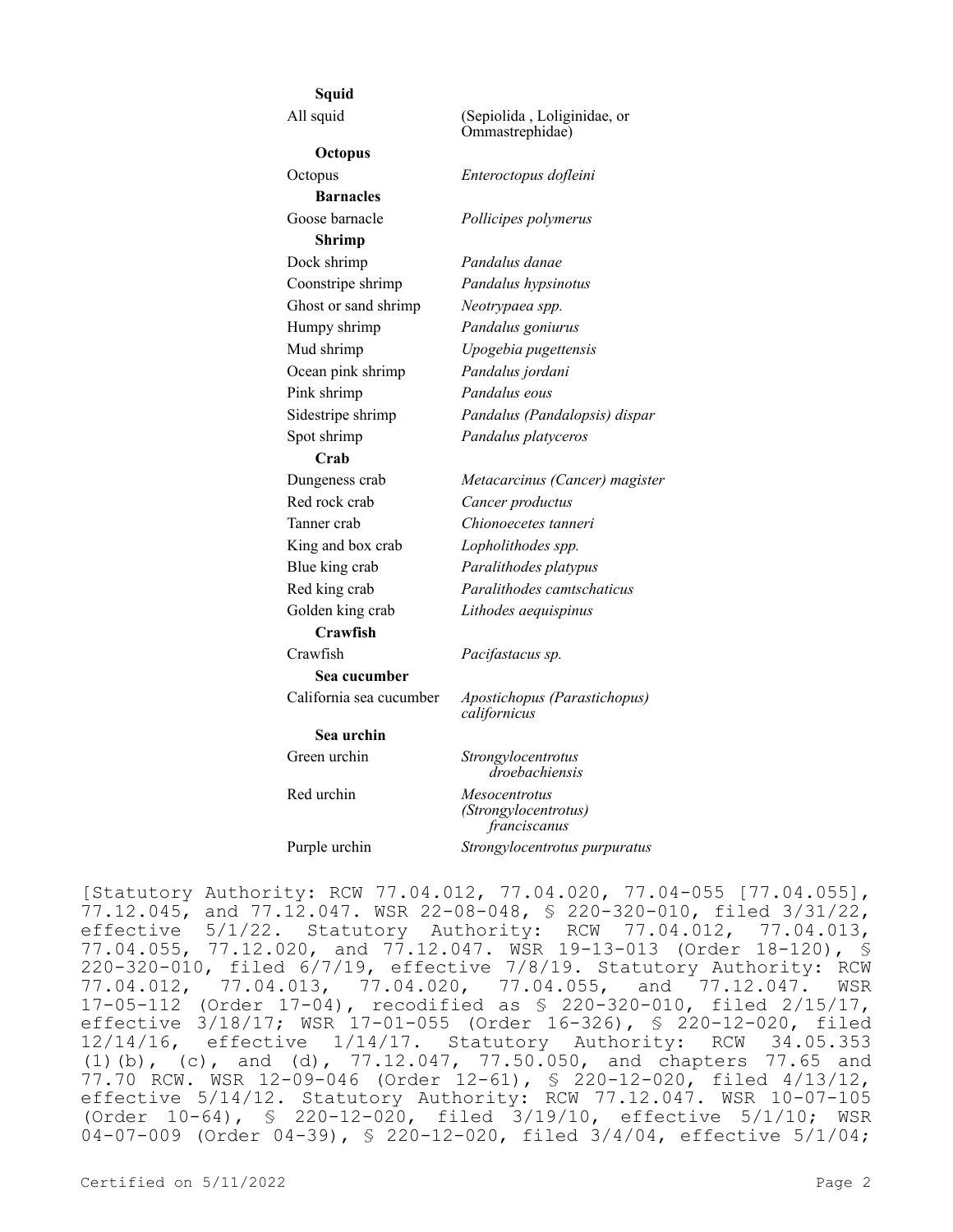| | |
|---|---|
| **Squid** | |
| All squid | (Sepiolida , Loliginidae, or Ommastrephidae) |
| **Octopus** | |
| Octopus | *Enteroctopus dofleini* |
| **Barnacles** | |
| Goose barnacle | *Pollicipes polymerus* |
| **Shrimp** | |
| Dock shrimp | *Pandalus danae* |
| Coonstripe shrimp | *Pandalus hypsinotus* |
| Ghost or sand shrimp | *Neotrypaea spp.* |
| Humpy shrimp | *Pandalus goniurus* |
| Mud shrimp | *Upogebia pugettensis* |
| Ocean pink shrimp | *Pandalus jordani* |
| Pink shrimp | *Pandalus eous* |
| Sidestripe shrimp | *Pandalus (Pandalopsis) dispar* |
| Spot shrimp | *Pandalus platyceros* |
| **Crab** | |
| Dungeness crab | *Metacarcinus (Cancer) magister* |
| Red rock crab | *Cancer productus* |
| Tanner crab | *Chionoecetes tanneri* |
| King and box crab | *Lopholithodes spp.* |
| Blue king crab | *Paralithodes platypus* |
| Red king crab | *Paralithodes camtschaticus* |
| Golden king crab | *Lithodes aequispinus* |
| **Crawfish** | |
| Crawfish | *Pacifastacus sp.* |
| **Sea cucumber** | |
| California sea cucumber | *Apostichopus (Parastichopus) californicus* |
| **Sea urchin** | |
| Green urchin | *Strongylocentrotus droebachiensis* |
| Red urchin | *Mesocentrotus (Strongylocentrotus) franciscanus* |
| Purple urchin | *Strongylocentrotus purpuratus* |

[Statutory Authority: RCW 77.04.012, 77.04.020, 77.04-055 [77.04.055], 77.12.045, and 77.12.047. WSR 22-08-048, § 220-320-010, filed 3/31/22, effective 5/1/22. Statutory Authority: RCW 77.04.012, 77.04.013, 77.04.055, 77.12.020, and 77.12.047. WSR 19-13-013 (Order 18-120), § 220-320-010, filed 6/7/19, effective 7/8/19. Statutory Authority: RCW 77.04.012, 77.04.013, 77.04.020, 77.04.055, and 77.12.047. WSR 17-05-112 (Order 17-04), recodified as § 220-320-010, filed 2/15/17, effective 3/18/17; WSR 17-01-055 (Order 16-326), § 220-12-020, filed 12/14/16, effective 1/14/17. Statutory Authority: RCW 34.05.353 (1)(b), (c), and (d), 77.12.047, 77.50.050, and chapters 77.65 and 77.70 RCW. WSR 12-09-046 (Order 12-61), § 220-12-020, filed 4/13/12, effective 5/14/12. Statutory Authority: RCW 77.12.047. WSR 10-07-105 (Order 10-64), § 220-12-020, filed 3/19/10, effective 5/1/10; WSR 04-07-009 (Order 04-39), § 220-12-020, filed 3/4/04, effective 5/1/04;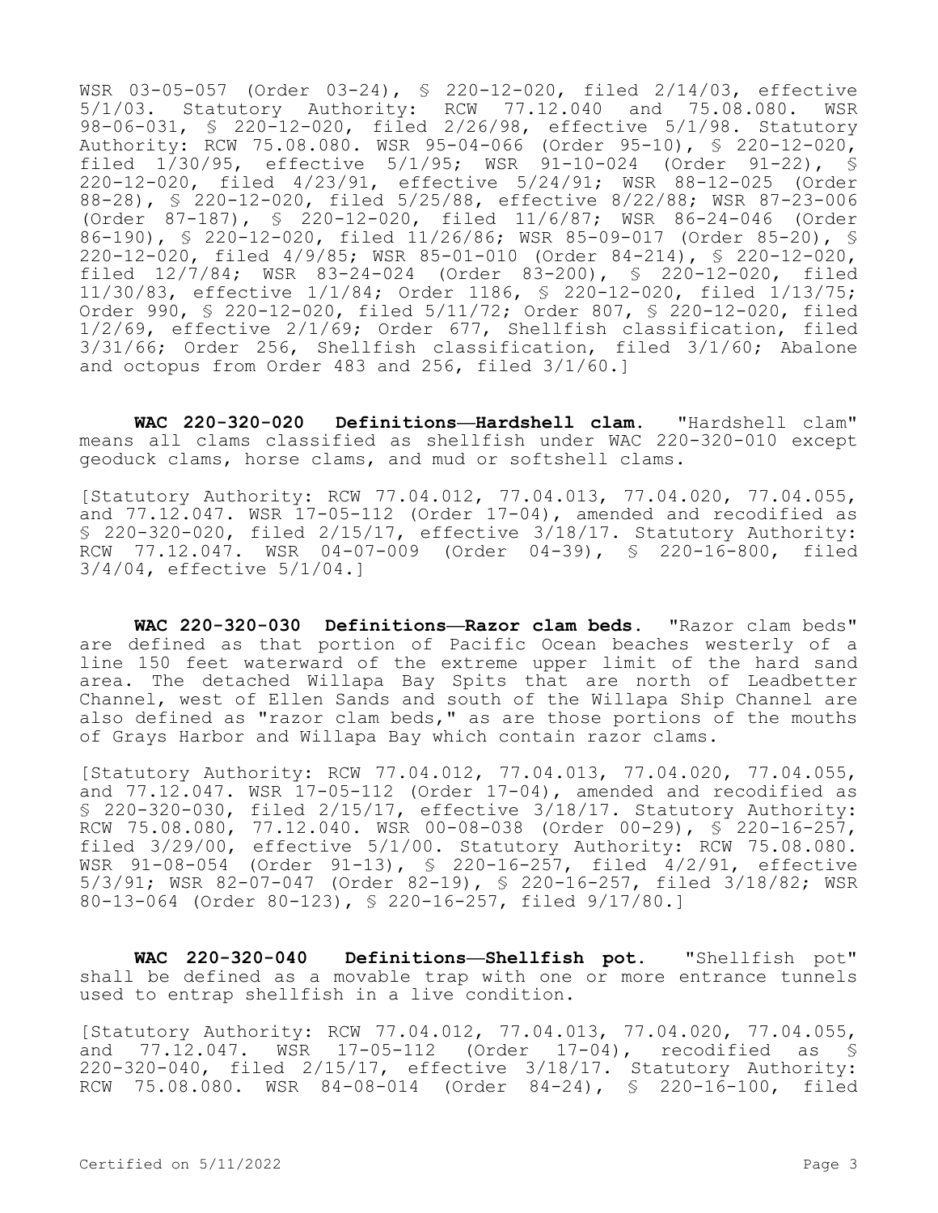WSR 03-05-057 (Order 03-24), § 220-12-020, filed 2/14/03, effective 5/1/03. Statutory Authority: RCW 77.12.040 and 75.08.080. WSR 98-06-031, § 220-12-020, filed 2/26/98, effective 5/1/98. Statutory Authority: RCW 75.08.080. WSR 95-04-066 (Order 95-10), § 220-12-020, filed 1/30/95, effective 5/1/95; WSR 91-10-024 (Order 91-22), § 220-12-020, filed 4/23/91, effective 5/24/91; WSR 88-12-025 (Order 88-28), § 220-12-020, filed 5/25/88, effective 8/22/88; WSR 87-23-006 (Order 87-187), § 220-12-020, filed 11/6/87; WSR 86-24-046 (Order 86-190), § 220-12-020, filed 11/26/86; WSR 85-09-017 (Order 85-20), § 220-12-020, filed 4/9/85; WSR 85-01-010 (Order 84-214), § 220-12-020, filed 12/7/84; WSR 83-24-024 (Order 83-200), § 220-12-020, filed 11/30/83, effective 1/1/84; Order 1186, § 220-12-020, filed 1/13/75; Order 990, § 220-12-020, filed 5/11/72; Order 807, § 220-12-020, filed 1/2/69, effective 2/1/69; Order 677, Shellfish classification, filed 3/31/66; Order 256, Shellfish classification, filed 3/1/60; Abalone and octopus from Order 483 and 256, filed 3/1/60.]

**WAC 220-320-020 Definitions—Hardshell clam.** "Hardshell clam" means all clams classified as shellfish under WAC 220-320-010 except geoduck clams, horse clams, and mud or softshell clams.

[Statutory Authority: RCW 77.04.012, 77.04.013, 77.04.020, 77.04.055, and 77.12.047. WSR 17-05-112 (Order 17-04), amended and recodified as § 220-320-020, filed 2/15/17, effective 3/18/17. Statutory Authority: RCW 77.12.047. WSR 04-07-009 (Order 04-39), § 220-16-800, filed 3/4/04, effective 5/1/04.]

**WAC 220-320-030 Definitions—Razor clam beds.** "Razor clam beds" are defined as that portion of Pacific Ocean beaches westerly of a line 150 feet waterward of the extreme upper limit of the hard sand area. The detached Willapa Bay Spits that are north of Leadbetter Channel, west of Ellen Sands and south of the Willapa Ship Channel are also defined as "razor clam beds," as are those portions of the mouths of Grays Harbor and Willapa Bay which contain razor clams.

[Statutory Authority: RCW 77.04.012, 77.04.013, 77.04.020, 77.04.055, and 77.12.047. WSR 17-05-112 (Order 17-04), amended and recodified as § 220-320-030, filed 2/15/17, effective 3/18/17. Statutory Authority: RCW 75.08.080, 77.12.040. WSR 00-08-038 (Order 00-29), § 220-16-257, filed 3/29/00, effective 5/1/00. Statutory Authority: RCW 75.08.080. WSR 91-08-054 (Order 91-13), § 220-16-257, filed 4/2/91, effective 5/3/91; WSR 82-07-047 (Order 82-19), § 220-16-257, filed 3/18/82; WSR 80-13-064 (Order 80-123), § 220-16-257, filed 9/17/80.]

**WAC 220-320-040 Definitions—Shellfish pot.** "Shellfish pot" shall be defined as a movable trap with one or more entrance tunnels used to entrap shellfish in a live condition.

[Statutory Authority: RCW 77.04.012, 77.04.013, 77.04.020, 77.04.055, and 77.12.047. WSR 17-05-112 (Order 17-04), recodified as § 220-320-040, filed 2/15/17, effective 3/18/17. Statutory Authority: RCW 75.08.080. WSR 84-08-014 (Order 84-24), § 220-16-100, filed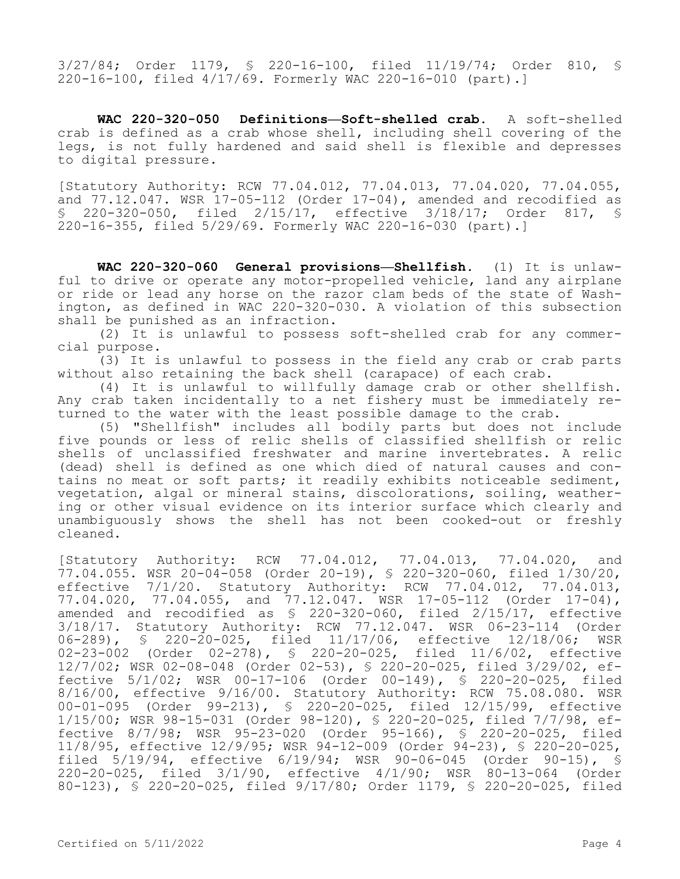3/27/84; Order 1179, § 220-16-100, filed 11/19/74; Order 810, § 220-16-100, filed 4/17/69. Formerly WAC 220-16-010 (part).]

**WAC 220-320-050 Definitions—Soft-shelled crab.** A soft-shelled crab is defined as a crab whose shell, including shell covering of the legs, is not fully hardened and said shell is flexible and depresses to digital pressure.

[Statutory Authority: RCW 77.04.012, 77.04.013, 77.04.020, 77.04.055, and 77.12.047. WSR 17-05-112 (Order 17-04), amended and recodified as § 220-320-050, filed 2/15/17, effective 3/18/17; Order 817, § 220-16-355, filed 5/29/69. Formerly WAC 220-16-030 (part).]

**WAC 220-320-060 General provisions—Shellfish.** (1) It is unlawful to drive or operate any motor-propelled vehicle, land any airplane or ride or lead any horse on the razor clam beds of the state of Washington, as defined in WAC 220-320-030. A violation of this subsection shall be punished as an infraction.

(2) It is unlawful to possess soft-shelled crab for any commercial purpose.

(3) It is unlawful to possess in the field any crab or crab parts without also retaining the back shell (carapace) of each crab.

(4) It is unlawful to willfully damage crab or other shellfish. Any crab taken incidentally to a net fishery must be immediately returned to the water with the least possible damage to the crab.

(5) "Shellfish" includes all bodily parts but does not include five pounds or less of relic shells of classified shellfish or relic shells of unclassified freshwater and marine invertebrates. A relic (dead) shell is defined as one which died of natural causes and contains no meat or soft parts; it readily exhibits noticeable sediment, vegetation, algal or mineral stains, discolorations, soiling, weathering or other visual evidence on its interior surface which clearly and unambiguously shows the shell has not been cooked-out or freshly cleaned.

[Statutory Authority: RCW 77.04.012, 77.04.013, 77.04.020, and 77.04.055. WSR 20-04-058 (Order 20-19), § 220-320-060, filed 1/30/20, effective 7/1/20. Statutory Authority: RCW 77.04.012, 77.04.013, 77.04.020, 77.04.055, and 77.12.047. WSR 17-05-112 (Order 17-04), amended and recodified as § 220-320-060, filed 2/15/17, effective 3/18/17. Statutory Authority: RCW 77.12.047. WSR 06-23-114 (Order 06-289), § 220-20-025, filed 11/17/06, effective 12/18/06; WSR 02-23-002 (Order 02-278), § 220-20-025, filed 11/6/02, effective 12/7/02; WSR 02-08-048 (Order 02-53), § 220-20-025, filed 3/29/02, effective 5/1/02; WSR 00-17-106 (Order 00-149), § 220-20-025, filed 8/16/00, effective 9/16/00. Statutory Authority: RCW 75.08.080. WSR 00-01-095 (Order 99-213), § 220-20-025, filed 12/15/99, effective 1/15/00; WSR 98-15-031 (Order 98-120), § 220-20-025, filed 7/7/98, effective 8/7/98; WSR 95-23-020 (Order 95-166), § 220-20-025, filed 11/8/95, effective 12/9/95; WSR 94-12-009 (Order 94-23), § 220-20-025, filed 5/19/94, effective 6/19/94; WSR 90-06-045 (Order 90-15), § 220-20-025, filed 3/1/90, effective 4/1/90; WSR 80-13-064 (Order 80-123), § 220-20-025, filed 9/17/80; Order 1179, § 220-20-025, filed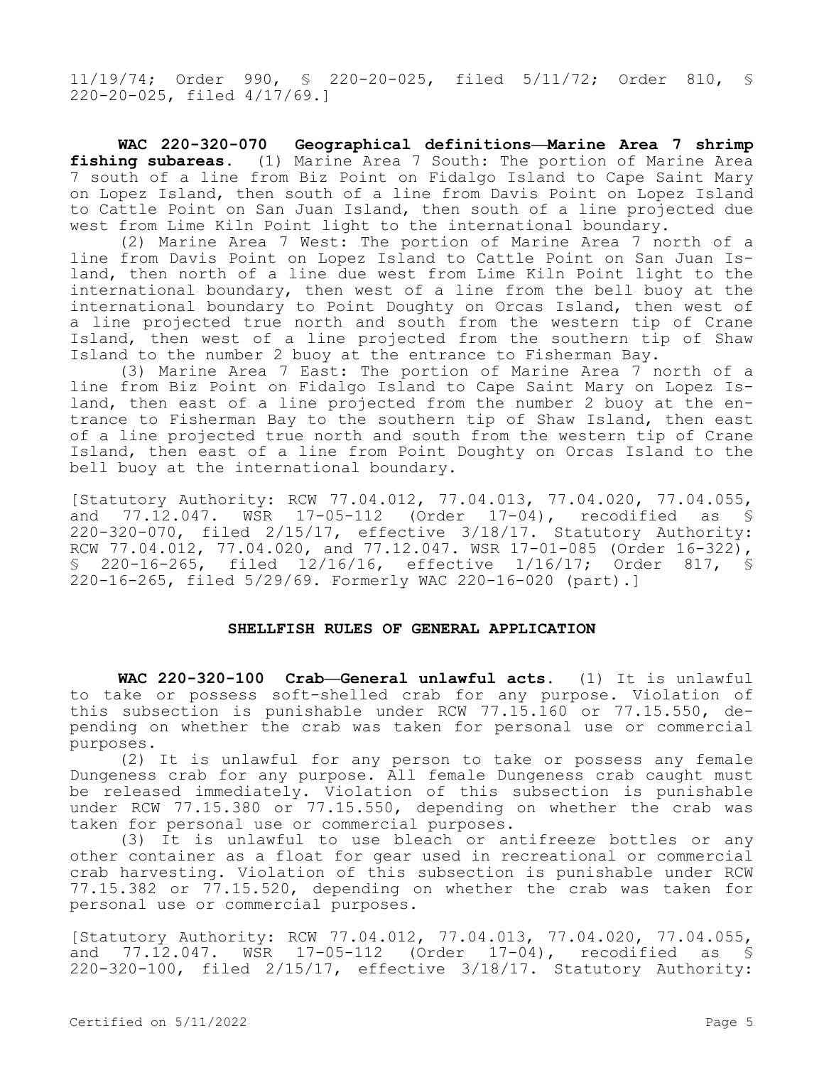11/19/74; Order 990, § 220-20-025, filed 5/11/72; Order 810, § 220-20-025, filed 4/17/69.]

**WAC 220-320-070 Geographical definitions—Marine Area 7 shrimp fishing subareas.** (1) Marine Area 7 South: The portion of Marine Area 7 south of a line from Biz Point on Fidalgo Island to Cape Saint Mary on Lopez Island, then south of a line from Davis Point on Lopez Island to Cattle Point on San Juan Island, then south of a line projected due west from Lime Kiln Point light to the international boundary.

(2) Marine Area 7 West: The portion of Marine Area 7 north of a line from Davis Point on Lopez Island to Cattle Point on San Juan Island, then north of a line due west from Lime Kiln Point light to the international boundary, then west of a line from the bell buoy at the international boundary to Point Doughty on Orcas Island, then west of a line projected true north and south from the western tip of Crane Island, then west of a line projected from the southern tip of Shaw Island to the number 2 buoy at the entrance to Fisherman Bay.

(3) Marine Area 7 East: The portion of Marine Area 7 north of a line from Biz Point on Fidalgo Island to Cape Saint Mary on Lopez Island, then east of a line projected from the number 2 buoy at the entrance to Fisherman Bay to the southern tip of Shaw Island, then east of a line projected true north and south from the western tip of Crane Island, then east of a line from Point Doughty on Orcas Island to the bell buoy at the international boundary.

[Statutory Authority: RCW 77.04.012, 77.04.013, 77.04.020, 77.04.055, and 77.12.047. WSR 17-05-112 (Order 17-04), recodified as § 220-320-070, filed 2/15/17, effective 3/18/17. Statutory Authority: RCW 77.04.012, 77.04.020, and 77.12.047. WSR 17-01-085 (Order 16-322), § 220-16-265, filed 12/16/16, effective 1/16/17; Order 817, § 220-16-265, filed 5/29/69. Formerly WAC 220-16-020 (part).]

## SHELLFISH RULES OF GENERAL APPLICATION

**WAC 220-320-100 Crab—General unlawful acts.** (1) It is unlawful to take or possess soft-shelled crab for any purpose. Violation of this subsection is punishable under RCW 77.15.160 or 77.15.550, depending on whether the crab was taken for personal use or commercial purposes.

(2) It is unlawful for any person to take or possess any female Dungeness crab for any purpose. All female Dungeness crab caught must be released immediately. Violation of this subsection is punishable under RCW 77.15.380 or 77.15.550, depending on whether the crab was taken for personal use or commercial purposes.

(3) It is unlawful to use bleach or antifreeze bottles or any other container as a float for gear used in recreational or commercial crab harvesting. Violation of this subsection is punishable under RCW 77.15.382 or 77.15.520, depending on whether the crab was taken for personal use or commercial purposes.

[Statutory Authority: RCW 77.04.012, 77.04.013, 77.04.020, 77.04.055, and 77.12.047. WSR 17-05-112 (Order 17-04), recodified as § 220-320-100, filed 2/15/17, effective 3/18/17. Statutory Authority: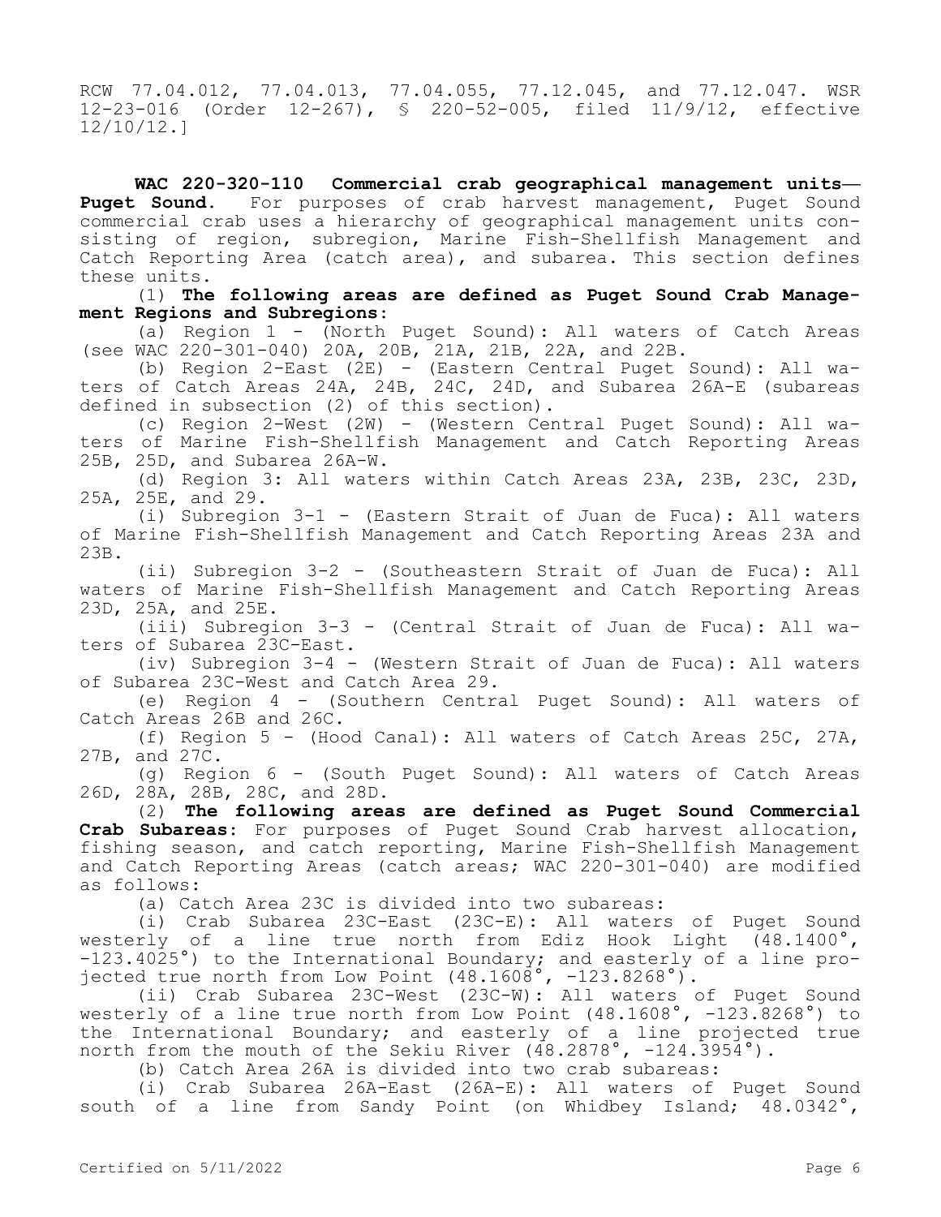RCW 77.04.012, 77.04.013, 77.04.055, 77.12.045, and 77.12.047. WSR 12-23-016 (Order 12-267), § 220-52-005, filed 11/9/12, effective 12/10/12.]

**WAC 220-320-110 Commercial crab geographical management units—Puget Sound.** For purposes of crab harvest management, Puget Sound commercial crab uses a hierarchy of geographical management units consisting of region, subregion, Marine Fish-Shellfish Management and Catch Reporting Area (catch area), and subarea. This section defines these units.

(1) **The following areas are defined as Puget Sound Crab Management Regions and Subregions:**

(a) Region 1 - (North Puget Sound): All waters of Catch Areas (see WAC 220-301-040) 20A, 20B, 21A, 21B, 22A, and 22B.

(b) Region 2-East (2E) - (Eastern Central Puget Sound): All waters of Catch Areas 24A, 24B, 24C, 24D, and Subarea 26A-E (subareas defined in subsection (2) of this section).

(c) Region 2-West (2W) - (Western Central Puget Sound): All waters of Marine Fish-Shellfish Management and Catch Reporting Areas 25B, 25D, and Subarea 26A-W.

(d) Region 3: All waters within Catch Areas 23A, 23B, 23C, 23D, 25A, 25E, and 29.

(i) Subregion 3-1 - (Eastern Strait of Juan de Fuca): All waters of Marine Fish-Shellfish Management and Catch Reporting Areas 23A and 23B.

(ii) Subregion 3-2 - (Southeastern Strait of Juan de Fuca): All waters of Marine Fish-Shellfish Management and Catch Reporting Areas 23D, 25A, and 25E.

(iii) Subregion 3-3 - (Central Strait of Juan de Fuca): All waters of Subarea 23C-East.

(iv) Subregion 3-4 - (Western Strait of Juan de Fuca): All waters of Subarea 23C-West and Catch Area 29.

(e) Region 4 - (Southern Central Puget Sound): All waters of Catch Areas 26B and 26C.

(f) Region 5 - (Hood Canal): All waters of Catch Areas 25C, 27A, 27B, and 27C.

(g) Region 6 - (South Puget Sound): All waters of Catch Areas 26D, 28A, 28B, 28C, and 28D.

(2) **The following areas are defined as Puget Sound Commercial Crab Subareas**: For purposes of Puget Sound Crab harvest allocation, fishing season, and catch reporting, Marine Fish-Shellfish Management and Catch Reporting Areas (catch areas; WAC 220-301-040) are modified as follows:

(a) Catch Area 23C is divided into two subareas:

(i) Crab Subarea 23C-East (23C-E): All waters of Puget Sound westerly of a line true north from Ediz Hook Light (48.1400°, -123.4025°) to the International Boundary; and easterly of a line projected true north from Low Point (48.1608°, -123.8268°).

(ii) Crab Subarea 23C-West (23C-W): All waters of Puget Sound westerly of a line true north from Low Point (48.1608°, -123.8268°) to the International Boundary; and easterly of a line projected true north from the mouth of the Sekiu River (48.2878°, -124.3954°).

(b) Catch Area 26A is divided into two crab subareas:

(i) Crab Subarea 26A-East (26A-E): All waters of Puget Sound south of a line from Sandy Point (on Whidbey Island; 48.0342°,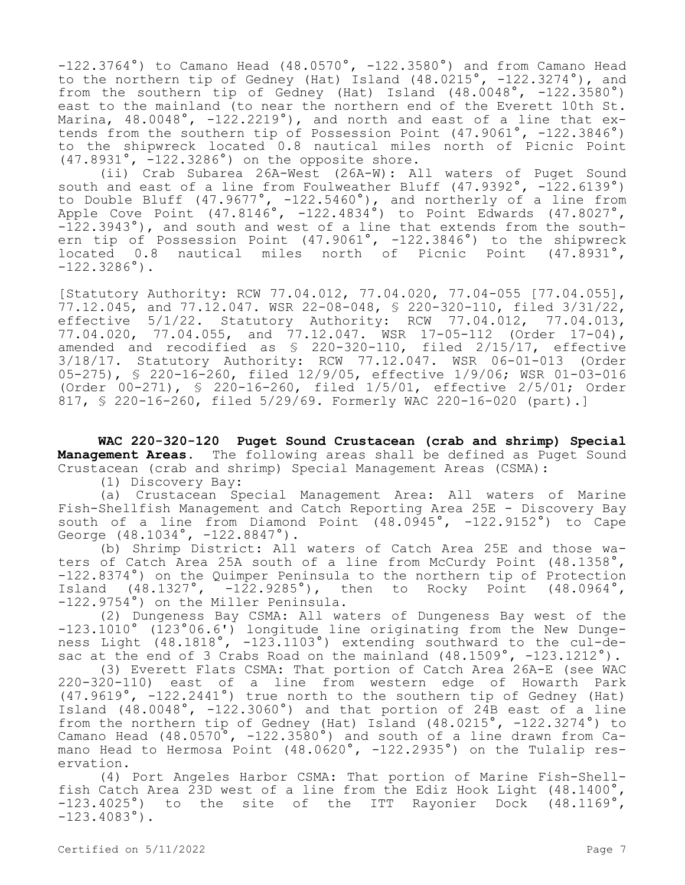-122.3764°) to Camano Head (48.0570°, -122.3580°) and from Camano Head to the northern tip of Gedney (Hat) Island (48.0215°, -122.3274°), and from the southern tip of Gedney (Hat) Island (48.0048°, -122.3580°) east to the mainland (to near the northern end of the Everett 10th St. Marina, 48.0048°, -122.2219°), and north and east of a line that extends from the southern tip of Possession Point (47.9061°, -122.3846°) to the shipwreck located 0.8 nautical miles north of Picnic Point (47.8931°, -122.3286°) on the opposite shore.

(ii) Crab Subarea 26A-West (26A-W): All waters of Puget Sound south and east of a line from Foulweather Bluff (47.9392°, -122.6139°) to Double Bluff (47.9677°, -122.5460°), and northerly of a line from Apple Cove Point (47.8146°, -122.4834°) to Point Edwards (47.8027°, -122.3943°), and south and west of a line that extends from the southern tip of Possession Point (47.9061°, -122.3846°) to the shipwreck located 0.8 nautical miles north of Picnic Point (47.8931°, -122.3286°).

[Statutory Authority: RCW 77.04.012, 77.04.020, 77.04-055 [77.04.055], 77.12.045, and 77.12.047. WSR 22-08-048, § 220-320-110, filed 3/31/22, effective 5/1/22. Statutory Authority: RCW 77.04.012, 77.04.013, 77.04.020, 77.04.055, and 77.12.047. WSR 17-05-112 (Order 17-04), amended and recodified as § 220-320-110, filed 2/15/17, effective 3/18/17. Statutory Authority: RCW 77.12.047. WSR 06-01-013 (Order 05-275), § 220-16-260, filed 12/9/05, effective 1/9/06; WSR 01-03-016 (Order 00-271), § 220-16-260, filed 1/5/01, effective 2/5/01; Order 817, § 220-16-260, filed 5/29/69. Formerly WAC 220-16-020 (part).]

**WAC 220-320-120 Puget Sound Crustacean (crab and shrimp) Special Management Areas.** The following areas shall be defined as Puget Sound Crustacean (crab and shrimp) Special Management Areas (CSMA):

(1) Discovery Bay:

(a) Crustacean Special Management Area: All waters of Marine Fish-Shellfish Management and Catch Reporting Area 25E - Discovery Bay south of a line from Diamond Point (48.0945°, -122.9152°) to Cape George (48.1034°, -122.8847°).

(b) Shrimp District: All waters of Catch Area 25E and those waters of Catch Area 25A south of a line from McCurdy Point (48.1358°, -122.8374°) on the Quimper Peninsula to the northern tip of Protection Island (48.1327°, -122.9285°), then to Rocky Point (48.0964°, -122.9754°) on the Miller Peninsula.

(2) Dungeness Bay CSMA: All waters of Dungeness Bay west of the -123.1010° (123°06.6') longitude line originating from the New Dungeness Light (48.1818°, -123.1103°) extending southward to the cul-de-sac at the end of 3 Crabs Road on the mainland (48.1509°, -123.1212°).

(3) Everett Flats CSMA: That portion of Catch Area 26A-E (see WAC 220-320-110) east of a line from western edge of Howarth Park (47.9619°, -122.2441°) true north to the southern tip of Gedney (Hat) Island (48.0048°, -122.3060°) and that portion of 24B east of a line from the northern tip of Gedney (Hat) Island (48.0215°, -122.3274°) to Camano Head (48.0570°, -122.3580°) and south of a line drawn from Camano Head to Hermosa Point (48.0620°, -122.2935°) on the Tulalip reservation.

(4) Port Angeles Harbor CSMA: That portion of Marine Fish-Shellfish Catch Area 23D west of a line from the Ediz Hook Light (48.1400°, -123.4025°) to the site of the ITT Rayonier Dock (48.1169°, -123.4083°).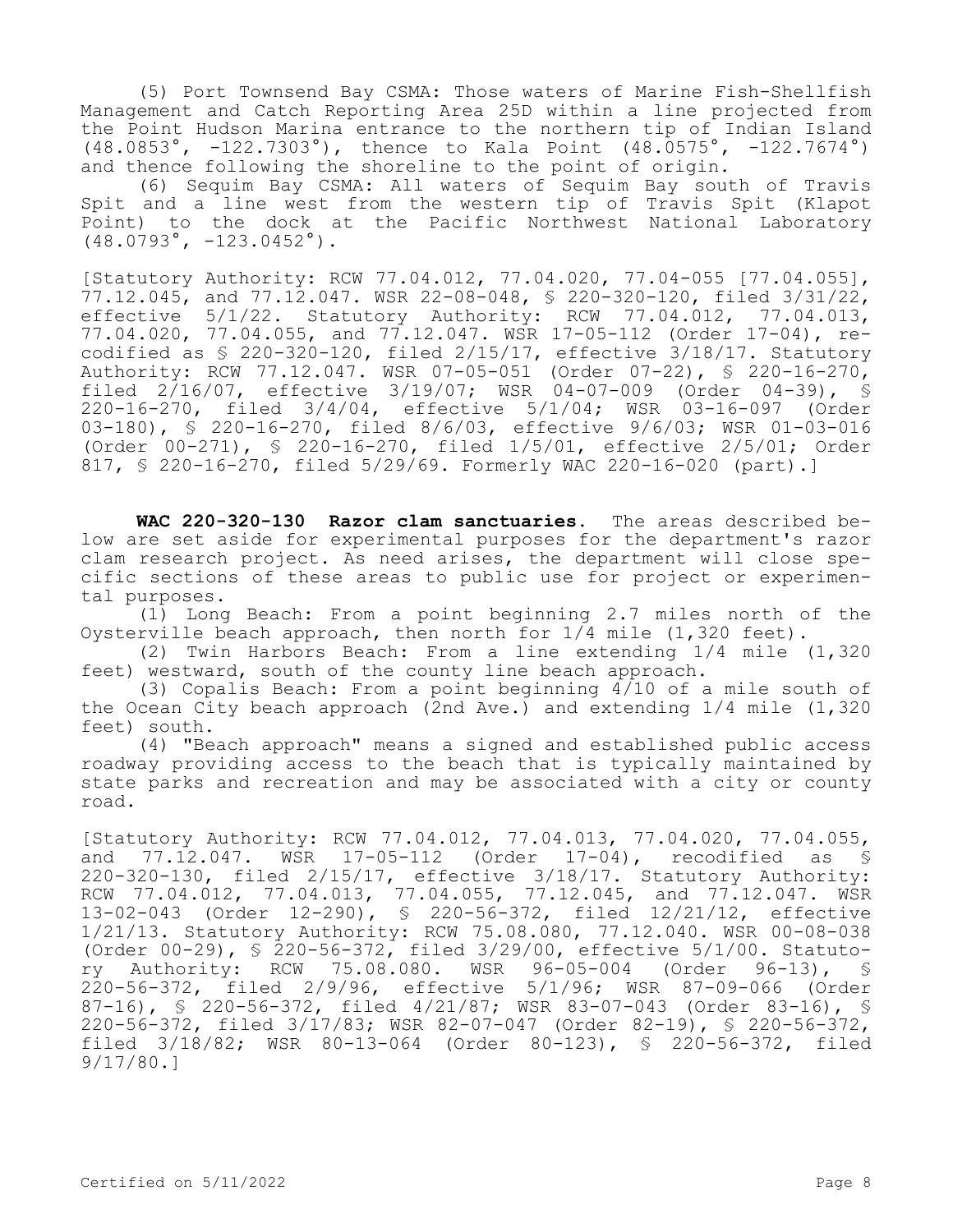(5) Port Townsend Bay CSMA: Those waters of Marine Fish-Shellfish Management and Catch Reporting Area 25D within a line projected from the Point Hudson Marina entrance to the northern tip of Indian Island (48.0853°, -122.7303°), thence to Kala Point (48.0575°, -122.7674°) and thence following the shoreline to the point of origin.

(6) Sequim Bay CSMA: All waters of Sequim Bay south of Travis Spit and a line west from the western tip of Travis Spit (Klapot Point) to the dock at the Pacific Northwest National Laboratory (48.0793°, -123.0452°).

[Statutory Authority: RCW 77.04.012, 77.04.020, 77.04-055 [77.04.055], 77.12.045, and 77.12.047. WSR 22-08-048, § 220-320-120, filed 3/31/22, effective 5/1/22. Statutory Authority: RCW 77.04.012, 77.04.013, 77.04.020, 77.04.055, and 77.12.047. WSR 17-05-112 (Order 17-04), recodified as § 220-320-120, filed 2/15/17, effective 3/18/17. Statutory Authority: RCW 77.12.047. WSR 07-05-051 (Order 07-22), § 220-16-270, filed 2/16/07, effective 3/19/07; WSR 04-07-009 (Order 04-39), § 220-16-270, filed 3/4/04, effective 5/1/04; WSR 03-16-097 (Order 03-180), § 220-16-270, filed 8/6/03, effective 9/6/03; WSR 01-03-016 (Order 00-271), § 220-16-270, filed 1/5/01, effective 2/5/01; Order 817, § 220-16-270, filed 5/29/69. Formerly WAC 220-16-020 (part).]

**WAC 220-320-130 Razor clam sanctuaries.** The areas described below are set aside for experimental purposes for the department's razor clam research project. As need arises, the department will close specific sections of these areas to public use for project or experimental purposes.

(1) Long Beach: From a point beginning 2.7 miles north of the Oysterville beach approach, then north for 1/4 mile (1,320 feet).

(2) Twin Harbors Beach: From a line extending 1/4 mile (1,320 feet) westward, south of the county line beach approach.

(3) Copalis Beach: From a point beginning 4/10 of a mile south of the Ocean City beach approach (2nd Ave.) and extending 1/4 mile (1,320 feet) south.

(4) "Beach approach" means a signed and established public access roadway providing access to the beach that is typically maintained by state parks and recreation and may be associated with a city or county road.

[Statutory Authority: RCW 77.04.012, 77.04.013, 77.04.020, 77.04.055, and 77.12.047. WSR 17-05-112 (Order 17-04), recodified as § 220-320-130, filed 2/15/17, effective 3/18/17. Statutory Authority: RCW 77.04.012, 77.04.013, 77.04.055, 77.12.045, and 77.12.047. WSR 13-02-043 (Order 12-290), § 220-56-372, filed 12/21/12, effective 1/21/13. Statutory Authority: RCW 75.08.080, 77.12.040. WSR 00-08-038 (Order 00-29), § 220-56-372, filed 3/29/00, effective 5/1/00. Statutory Authority: RCW 75.08.080. WSR 96-05-004 (Order 96-13), § 220-56-372, filed 2/9/96, effective 5/1/96; WSR 87-09-066 (Order 87-16), § 220-56-372, filed 4/21/87; WSR 83-07-043 (Order 83-16), § 220-56-372, filed 3/17/83; WSR 82-07-047 (Order 82-19), § 220-56-372, filed 3/18/82; WSR 80-13-064 (Order 80-123), § 220-56-372, filed 9/17/80.]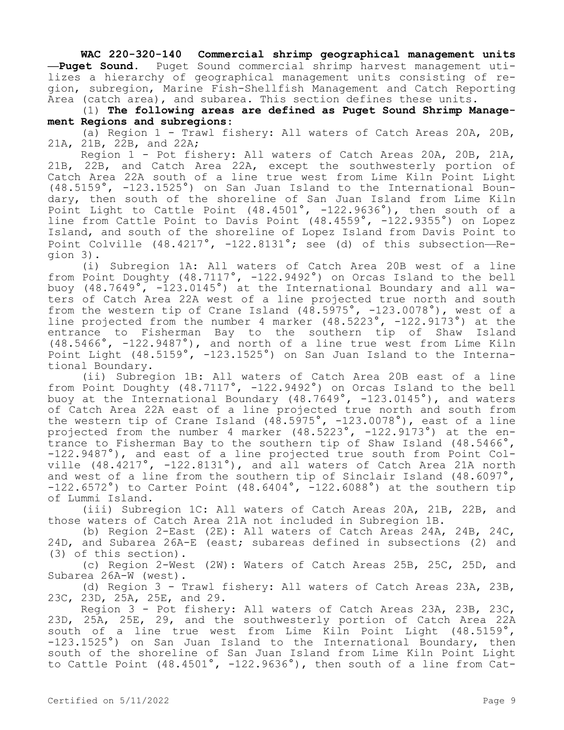**WAC 220-320-140 Commercial shrimp geographical management units—Puget Sound.** Puget Sound commercial shrimp harvest management utilizes a hierarchy of geographical management units consisting of region, subregion, Marine Fish-Shellfish Management and Catch Reporting Area (catch area), and subarea. This section defines these units.

(1) **The following areas are defined as Puget Sound Shrimp Management Regions and subregions:**

(a) Region 1 - Trawl fishery: All waters of Catch Areas 20A, 20B, 21A, 21B, 22B, and 22A;

Region 1 - Pot fishery: All waters of Catch Areas 20A, 20B, 21A, 21B, 22B, and Catch Area 22A, except the southwesterly portion of Catch Area 22A south of a line true west from Lime Kiln Point Light (48.5159°, -123.1525°) on San Juan Island to the International Boundary, then south of the shoreline of San Juan Island from Lime Kiln Point Light to Cattle Point (48.4501°, -122.9636°), then south of a line from Cattle Point to Davis Point (48.4559°, -122.9355°) on Lopez Island, and south of the shoreline of Lopez Island from Davis Point to Point Colville (48.4217°, -122.8131°; see (d) of this subsection—Region 3).

(i) Subregion 1A: All waters of Catch Area 20B west of a line from Point Doughty (48.7117°, -122.9492°) on Orcas Island to the bell buoy (48.7649°, -123.0145°) at the International Boundary and all waters of Catch Area 22A west of a line projected true north and south from the western tip of Crane Island (48.5975°, -123.0078°), west of a line projected from the number 4 marker (48.5223°, -122.9173°) at the entrance to Fisherman Bay to the southern tip of Shaw Island (48.5466°, -122.9487°), and north of a line true west from Lime Kiln Point Light (48.5159°, -123.1525°) on San Juan Island to the International Boundary.

(ii) Subregion 1B: All waters of Catch Area 20B east of a line from Point Doughty (48.7117°, -122.9492°) on Orcas Island to the bell buoy at the International Boundary (48.7649°, -123.0145°), and waters of Catch Area 22A east of a line projected true north and south from the western tip of Crane Island (48.5975°, -123.0078°), east of a line projected from the number 4 marker (48.5223°, -122.9173°) at the entrance to Fisherman Bay to the southern tip of Shaw Island (48.5466°, -122.9487°), and east of a line projected true south from Point Colville (48.4217°, -122.8131°), and all waters of Catch Area 21A north and west of a line from the southern tip of Sinclair Island (48.6097°, -122.6572°) to Carter Point (48.6404°, -122.6088°) at the southern tip of Lummi Island.

(iii) Subregion 1C: All waters of Catch Areas 20A, 21B, 22B, and those waters of Catch Area 21A not included in Subregion 1B.

(b) Region 2-East (2E): All waters of Catch Areas 24A, 24B, 24C, 24D, and Subarea 26A-E (east; subareas defined in subsections (2) and (3) of this section).

(c) Region 2-West (2W): Waters of Catch Areas 25B, 25C, 25D, and Subarea 26A-W (west).

(d) Region 3 - Trawl fishery: All waters of Catch Areas 23A, 23B, 23C, 23D, 25A, 25E, and 29.

Region 3 - Pot fishery: All waters of Catch Areas 23A, 23B, 23C, 23D, 25A, 25E, 29, and the southwesterly portion of Catch Area 22A south of a line true west from Lime Kiln Point Light (48.5159°, -123.1525°) on San Juan Island to the International Boundary, then south of the shoreline of San Juan Island from Lime Kiln Point Light to Cattle Point (48.4501°, -122.9636°), then south of a line from Cat-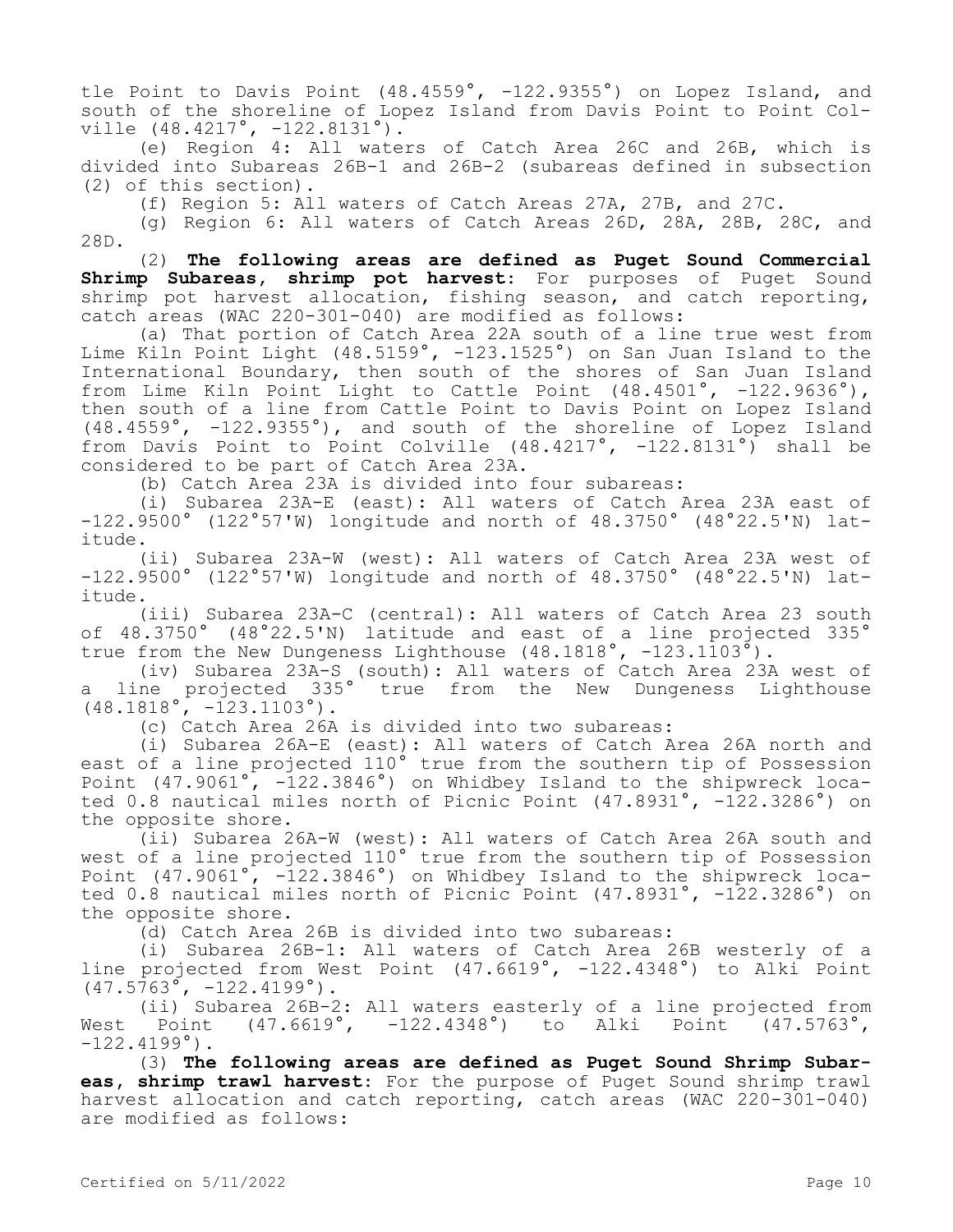tle Point to Davis Point (48.4559°, -122.9355°) on Lopez Island, and south of the shoreline of Lopez Island from Davis Point to Point Colville (48.4217°, -122.8131°).

(e) Region 4: All waters of Catch Area 26C and 26B, which is divided into Subareas 26B-1 and 26B-2 (subareas defined in subsection (2) of this section).

(f) Region 5: All waters of Catch Areas 27A, 27B, and 27C.

(g) Region 6: All waters of Catch Areas 26D, 28A, 28B, 28C, and 28D.

(2) **The following areas are defined as Puget Sound Commercial Shrimp Subareas, shrimp pot harvest:** For purposes of Puget Sound shrimp pot harvest allocation, fishing season, and catch reporting, catch areas (WAC 220-301-040) are modified as follows:

(a) That portion of Catch Area 22A south of a line true west from Lime Kiln Point Light (48.5159°, -123.1525°) on San Juan Island to the International Boundary, then south of the shores of San Juan Island from Lime Kiln Point Light to Cattle Point (48.4501°, -122.9636°), then south of a line from Cattle Point to Davis Point on Lopez Island (48.4559°, -122.9355°), and south of the shoreline of Lopez Island from Davis Point to Point Colville (48.4217°, -122.8131°) shall be considered to be part of Catch Area 23A.

(b) Catch Area 23A is divided into four subareas:

(i) Subarea 23A-E (east): All waters of Catch Area 23A east of -122.9500° (122°57'W) longitude and north of 48.3750° (48°22.5'N) latitude.

(ii) Subarea 23A-W (west): All waters of Catch Area 23A west of -122.9500° (122°57'W) longitude and north of 48.3750° (48°22.5'N) latitude.

(iii) Subarea 23A-C (central): All waters of Catch Area 23 south of 48.3750° (48°22.5'N) latitude and east of a line projected 335° true from the New Dungeness Lighthouse (48.1818°, -123.1103°).

(iv) Subarea 23A-S (south): All waters of Catch Area 23A west of a line projected 335° true from the New Dungeness Lighthouse (48.1818°, -123.1103°).

(c) Catch Area 26A is divided into two subareas:

(i) Subarea 26A-E (east): All waters of Catch Area 26A north and east of a line projected 110° true from the southern tip of Possession Point (47.9061°, -122.3846°) on Whidbey Island to the shipwreck located 0.8 nautical miles north of Picnic Point (47.8931°, -122.3286°) on the opposite shore.

(ii) Subarea 26A-W (west): All waters of Catch Area 26A south and west of a line projected 110° true from the southern tip of Possession Point (47.9061°, -122.3846°) on Whidbey Island to the shipwreck located 0.8 nautical miles north of Picnic Point (47.8931°, -122.3286°) on the opposite shore.

(d) Catch Area 26B is divided into two subareas:

(i) Subarea 26B-1: All waters of Catch Area 26B westerly of a line projected from West Point (47.6619°, -122.4348°) to Alki Point (47.5763°, -122.4199°).

(ii) Subarea 26B-2: All waters easterly of a line projected from West Point (47.6619°, -122.4348°) to Alki Point (47.5763°, -122.4199°).

(3) **The following areas are defined as Puget Sound Shrimp Subareas, shrimp trawl harvest:** For the purpose of Puget Sound shrimp trawl harvest allocation and catch reporting, catch areas (WAC 220-301-040) are modified as follows: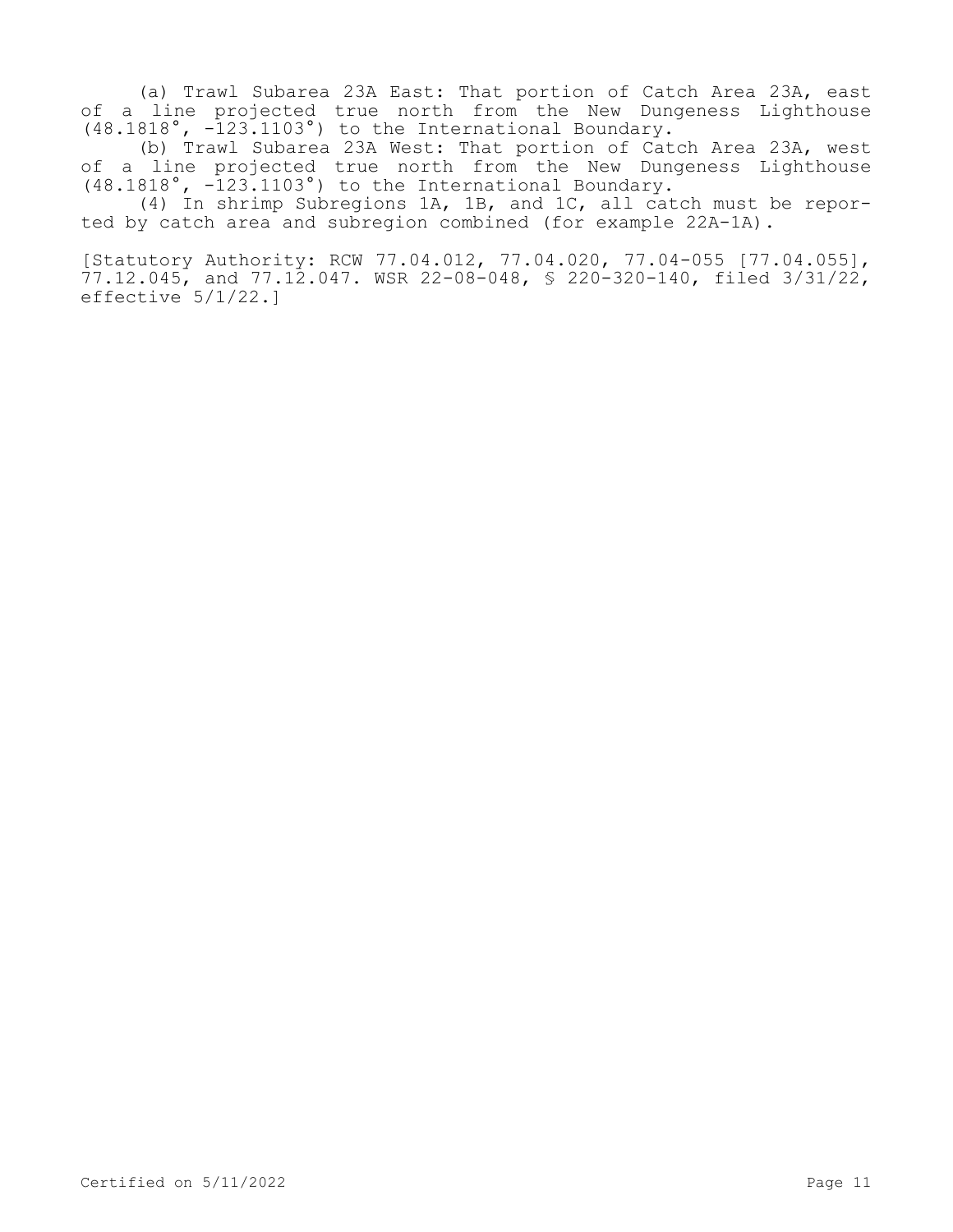(a) Trawl Subarea 23A East: That portion of Catch Area 23A, east of a line projected true north from the New Dungeness Lighthouse (48.1818°, -123.1103°) to the International Boundary.

(b) Trawl Subarea 23A West: That portion of Catch Area 23A, west of a line projected true north from the New Dungeness Lighthouse (48.1818°, -123.1103°) to the International Boundary.

(4) In shrimp Subregions 1A, 1B, and 1C, all catch must be reported by catch area and subregion combined (for example 22A-1A).

[Statutory Authority: RCW 77.04.012, 77.04.020, 77.04-055 [77.04.055], 77.12.045, and 77.12.047. WSR 22-08-048, § 220-320-140, filed 3/31/22, effective 5/1/22.]

Certified on 5/11/2022